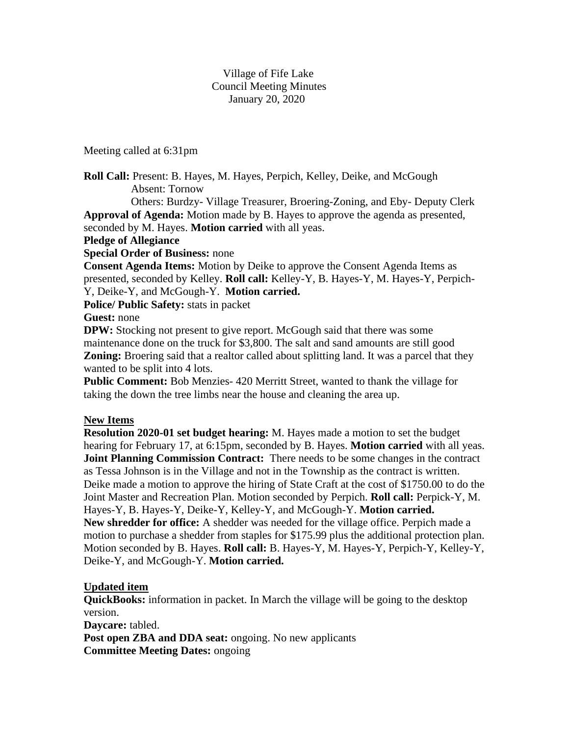Village of Fife Lake
Council Meeting Minutes
January 20, 2020

Meeting called at 6:31pm

**Roll Call:** Present: B. Hayes, M. Hayes, Perpich, Kelley, Deike, and McGough
Absent: Tornow
Others: Burdzy- Village Treasurer, Broering-Zoning, and Eby- Deputy Clerk

**Approval of Agenda:** Motion made by B. Hayes to approve the agenda as presented, seconded by M. Hayes. **Motion carried** with all yeas.

**Pledge of Allegiance**

**Special Order of Business:** none

**Consent Agenda Items:** Motion by Deike to approve the Consent Agenda Items as presented, seconded by Kelley. **Roll call:** Kelley-Y, B. Hayes-Y, M. Hayes-Y, Perpich-Y, Deike-Y, and McGough-Y. **Motion carried.**

**Police/ Public Safety:** stats in packet

**Guest:** none

**DPW:** Stocking not present to give report. McGough said that there was some maintenance done on the truck for $3,800. The salt and sand amounts are still good

**Zoning:** Broering said that a realtor called about splitting land. It was a parcel that they wanted to be split into 4 lots.

**Public Comment:** Bob Menzies- 420 Merritt Street, wanted to thank the village for taking the down the tree limbs near the house and cleaning the area up.

**<u>New Items</u>**

**Resolution 2020-01 set budget hearing:** M. Hayes made a motion to set the budget hearing for February 17, at 6:15pm, seconded by B. Hayes. **Motion carried** with all yeas.

**Joint Planning Commission Contract:** There needs to be some changes in the contract as Tessa Johnson is in the Village and not in the Township as the contract is written. Deike made a motion to approve the hiring of State Craft at the cost of $1750.00 to do the Joint Master and Recreation Plan. Motion seconded by Perpich. **Roll call:** Perpick-Y, M. Hayes-Y, B. Hayes-Y, Deike-Y, Kelley-Y, and McGough-Y. **Motion carried.**

**New shredder for office:** A shedder was needed for the village office. Perpich made a motion to purchase a shedder from staples for $175.99 plus the additional protection plan. Motion seconded by B. Hayes. **Roll call:** B. Hayes-Y, M. Hayes-Y, Perpich-Y, Kelley-Y, Deike-Y, and McGough-Y. **Motion carried.**

**<u>Updated item</u>**

**QuickBooks:** information in packet. In March the village will be going to the desktop version.

**Daycare:** tabled.

**Post open ZBA and DDA seat:** ongoing. No new applicants

**Committee Meeting Dates:** ongoing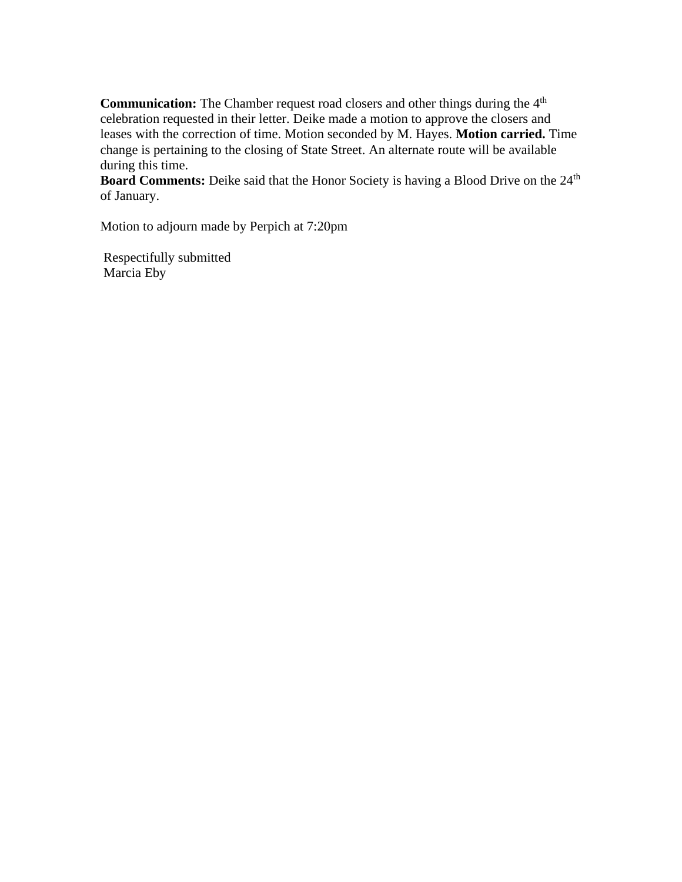**Communication:** The Chamber request road closers and other things during the 4th celebration requested in their letter. Deike made a motion to approve the closers and leases with the correction of time. Motion seconded by M. Hayes. **Motion carried.** Time change is pertaining to the closing of State Street. An alternate route will be available during this time.
**Board Comments:** Deike said that the Honor Society is having a Blood Drive on the 24th of January.

Motion to adjourn made by Perpich at 7:20pm

Respectifully submitted
Marcia Eby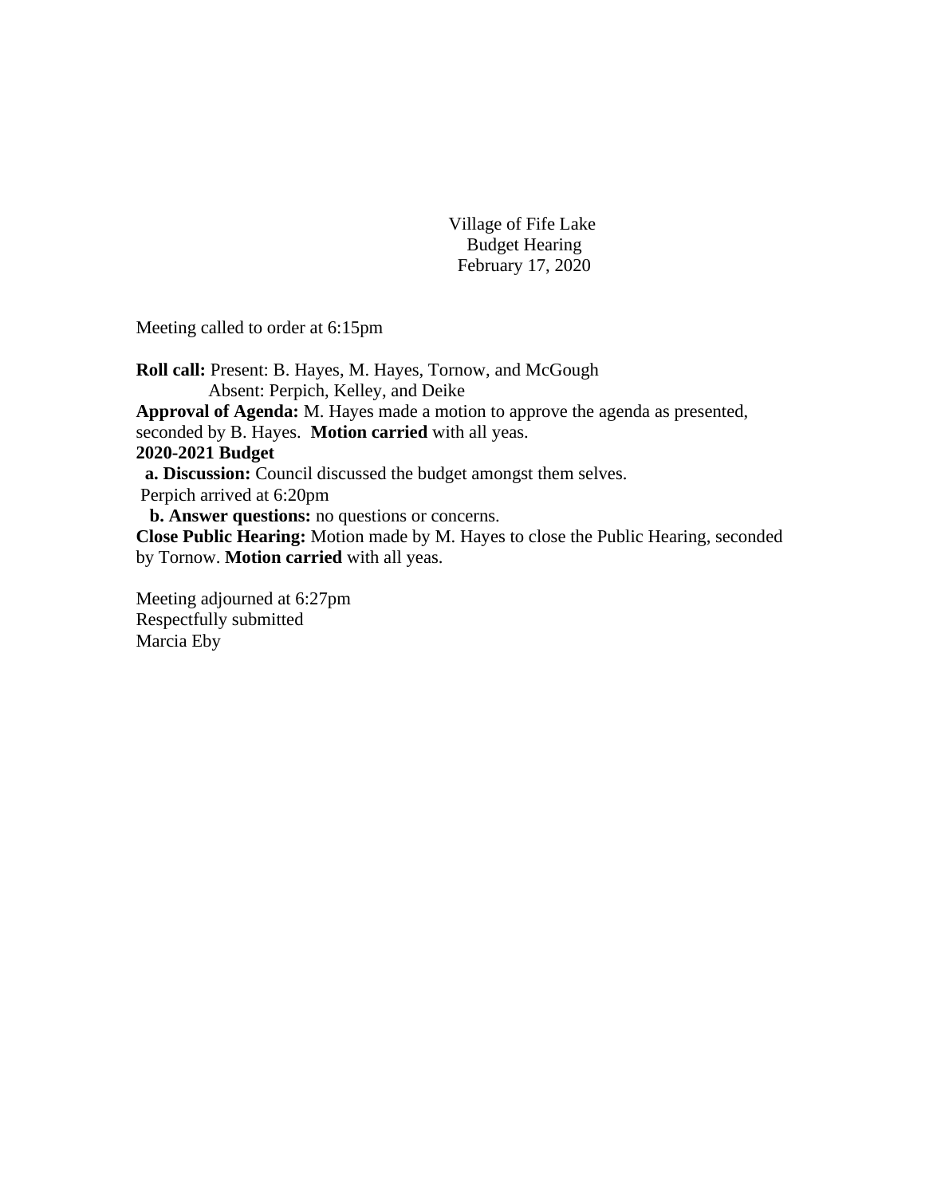Village of Fife Lake
Budget Hearing
February 17, 2020

Meeting called to order at 6:15pm

**Roll call:** Present: B. Hayes, M. Hayes, Tornow, and McGough
Absent: Perpich, Kelley, and Deike

**Approval of Agenda:** M. Hayes made a motion to approve the agenda as presented, seconded by B. Hayes. **Motion carried** with all yeas.

**2020-2021 Budget**

**a. Discussion:** Council discussed the budget amongst them selves.

Perpich arrived at 6:20pm

**b. Answer questions:** no questions or concerns.

**Close Public Hearing:** Motion made by M. Hayes to close the Public Hearing, seconded by Tornow. **Motion carried** with all yeas.

Meeting adjourned at 6:27pm
Respectfully submitted
Marcia Eby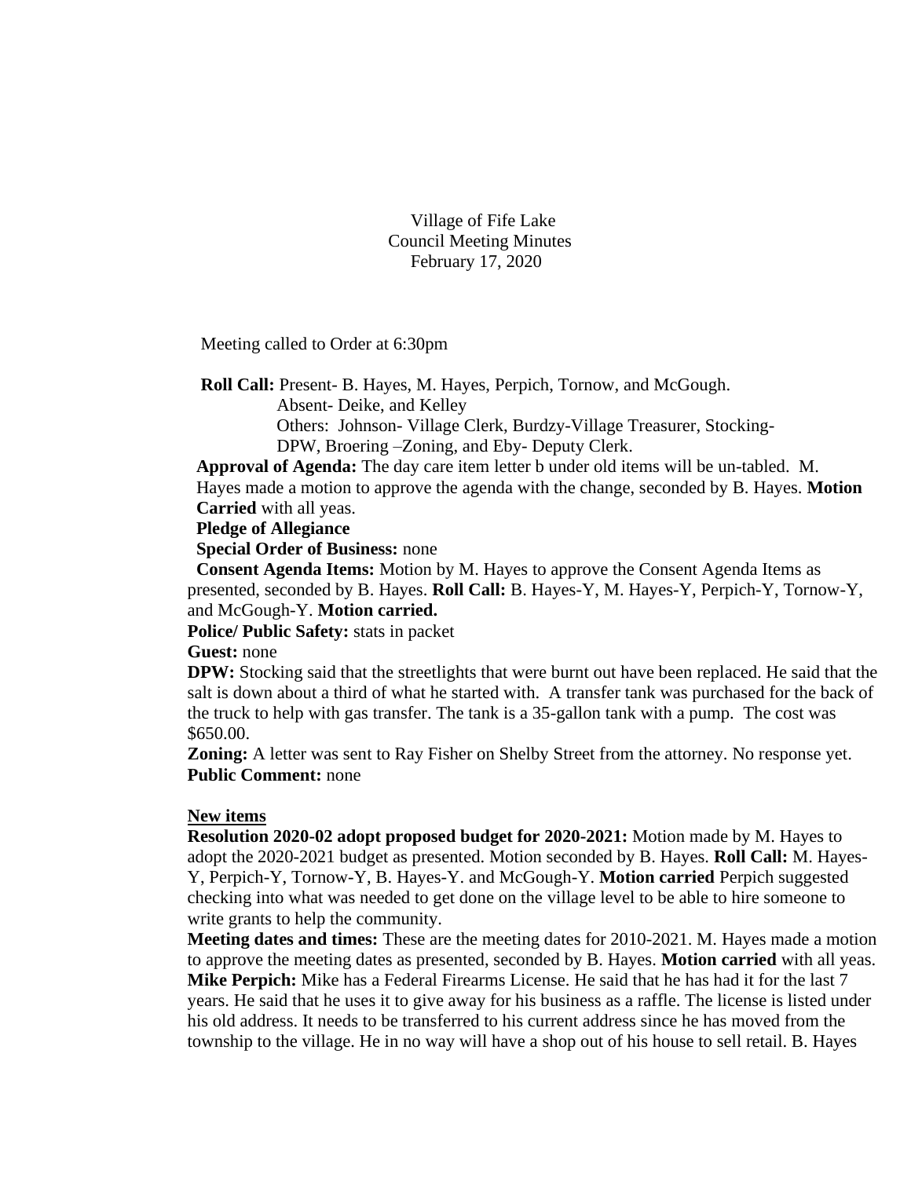Village of Fife Lake
Council Meeting Minutes
February 17, 2020

Meeting called to Order at 6:30pm

**Roll Call:** Present- B. Hayes, M. Hayes, Perpich, Tornow, and McGough.
Absent- Deike, and Kelley
Others: Johnson- Village Clerk, Burdzy-Village Treasurer, Stocking-DPW, Broering –Zoning, and Eby- Deputy Clerk.

**Approval of Agenda:** The day care item letter b under old items will be un-tabled. M. Hayes made a motion to approve the agenda with the change, seconded by B. Hayes. **Motion Carried** with all yeas.

**Pledge of Allegiance**

**Special Order of Business:** none

**Consent Agenda Items:** Motion by M. Hayes to approve the Consent Agenda Items as presented, seconded by B. Hayes. **Roll Call:** B. Hayes-Y, M. Hayes-Y, Perpich-Y, Tornow-Y, and McGough-Y. **Motion carried.**

**Police/ Public Safety:** stats in packet

**Guest:** none

**DPW:** Stocking said that the streetlights that were burnt out have been replaced. He said that the salt is down about a third of what he started with. A transfer tank was purchased for the back of the truck to help with gas transfer. The tank is a 35-gallon tank with a pump. The cost was $650.00.

**Zoning:** A letter was sent to Ray Fisher on Shelby Street from the attorney. No response yet.

**Public Comment:** none

**New items**

**Resolution 2020-02 adopt proposed budget for 2020-2021:** Motion made by M. Hayes to adopt the 2020-2021 budget as presented. Motion seconded by B. Hayes. **Roll Call:** M. Hayes-Y, Perpich-Y, Tornow-Y, B. Hayes-Y. and McGough-Y. **Motion carried** Perpich suggested checking into what was needed to get done on the village level to be able to hire someone to write grants to help the community.

**Meeting dates and times:** These are the meeting dates for 2010-2021. M. Hayes made a motion to approve the meeting dates as presented, seconded by B. Hayes. **Motion carried** with all yeas.

**Mike Perpich:** Mike has a Federal Firearms License. He said that he has had it for the last 7 years. He said that he uses it to give away for his business as a raffle. The license is listed under his old address. It needs to be transferred to his current address since he has moved from the township to the village. He in no way will have a shop out of his house to sell retail. B. Hayes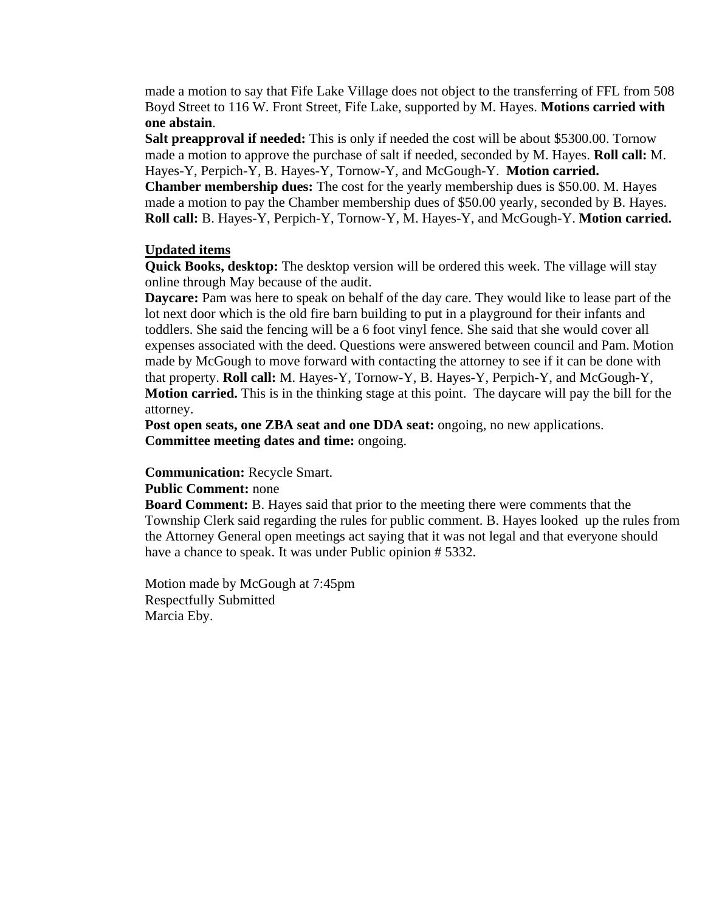made a motion to say that Fife Lake Village does not object to the transferring of FFL from 508 Boyd Street to 116 W. Front Street, Fife Lake, supported by M. Hayes. **Motions carried with one abstain**.

**Salt preapproval if needed:** This is only if needed the cost will be about $5300.00. Tornow made a motion to approve the purchase of salt if needed, seconded by M. Hayes. **Roll call:** M. Hayes-Y, Perpich-Y, B. Hayes-Y, Tornow-Y, and McGough-Y. **Motion carried.**

**Chamber membership dues:** The cost for the yearly membership dues is $50.00. M. Hayes made a motion to pay the Chamber membership dues of $50.00 yearly, seconded by B. Hayes. **Roll call:** B. Hayes-Y, Perpich-Y, Tornow-Y, M. Hayes-Y, and McGough-Y. **Motion carried.**

**Updated items**

**Quick Books, desktop:** The desktop version will be ordered this week. The village will stay online through May because of the audit.

**Daycare:** Pam was here to speak on behalf of the day care. They would like to lease part of the lot next door which is the old fire barn building to put in a playground for their infants and toddlers. She said the fencing will be a 6 foot vinyl fence. She said that she would cover all expenses associated with the deed. Questions were answered between council and Pam. Motion made by McGough to move forward with contacting the attorney to see if it can be done with that property. **Roll call:** M. Hayes-Y, Tornow-Y, B. Hayes-Y, Perpich-Y, and McGough-Y, **Motion carried.** This is in the thinking stage at this point. The daycare will pay the bill for the attorney.

**Post open seats, one ZBA seat and one DDA seat:** ongoing, no new applications.

**Committee meeting dates and time:** ongoing.

**Communication:** Recycle Smart.

**Public Comment:** none

**Board Comment:** B. Hayes said that prior to the meeting there were comments that the Township Clerk said regarding the rules for public comment. B. Hayes looked up the rules from the Attorney General open meetings act saying that it was not legal and that everyone should have a chance to speak. It was under Public opinion # 5332.

Motion made by McGough at 7:45pm

Respectfully Submitted

Marcia Eby.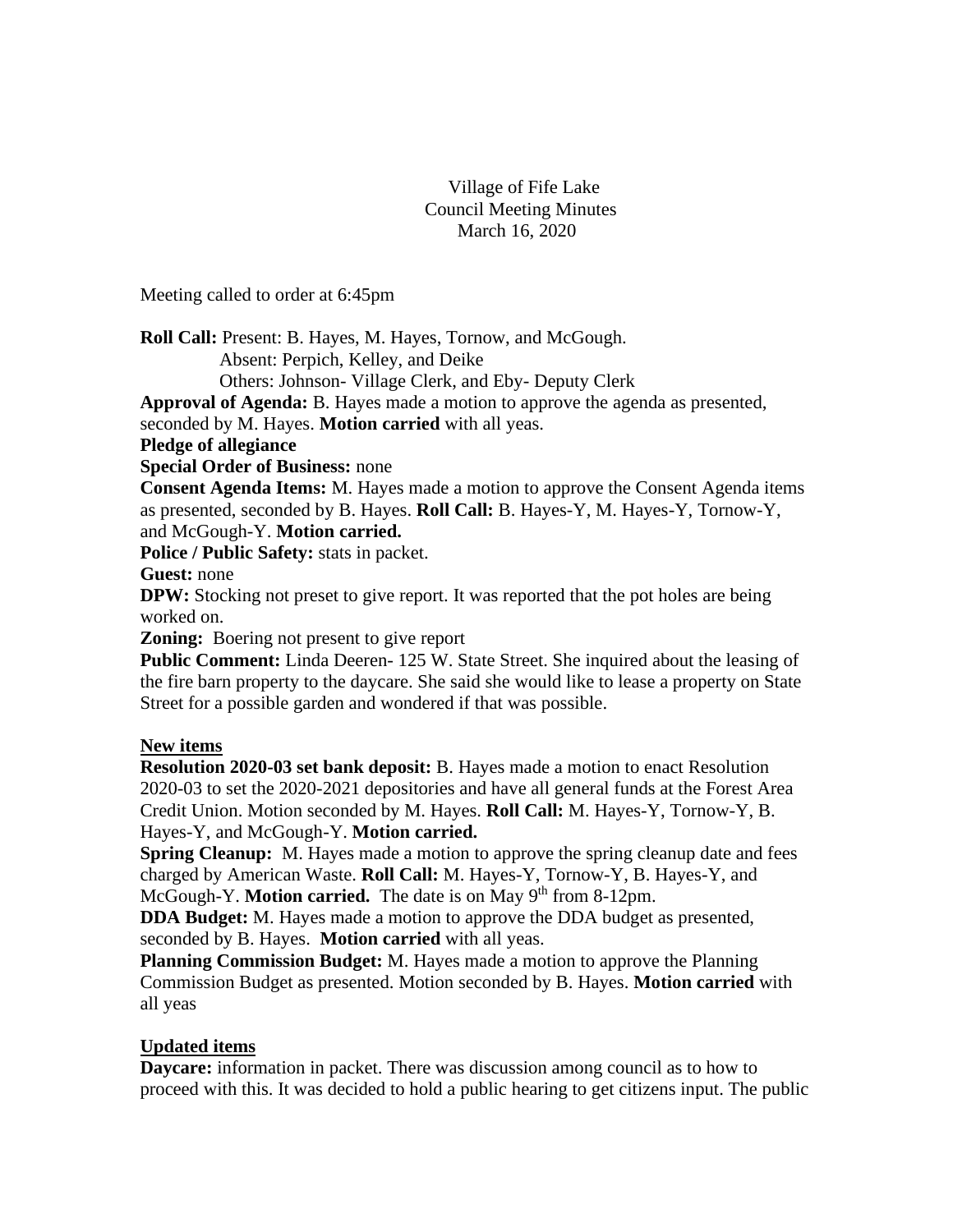Village of Fife Lake
Council Meeting Minutes
March 16, 2020

Meeting called to order at 6:45pm

**Roll Call:** Present: B. Hayes, M. Hayes, Tornow, and McGough.
Absent: Perpich, Kelley, and Deike
Others: Johnson- Village Clerk, and Eby- Deputy Clerk

**Approval of Agenda:** B. Hayes made a motion to approve the agenda as presented, seconded by M. Hayes. **Motion carried** with all yeas.

**Pledge of allegiance**

**Special Order of Business:** none

**Consent Agenda Items:** M. Hayes made a motion to approve the Consent Agenda items as presented, seconded by B. Hayes. **Roll Call:** B. Hayes-Y, M. Hayes-Y, Tornow-Y, and McGough-Y. **Motion carried.**

**Police / Public Safety:** stats in packet.

**Guest:** none

**DPW:** Stocking not preset to give report. It was reported that the pot holes are being worked on.

**Zoning:** Boering not present to give report

**Public Comment:** Linda Deeren- 125 W. State Street. She inquired about the leasing of the fire barn property to the daycare. She said she would like to lease a property on State Street for a possible garden and wondered if that was possible.

## New items

**Resolution 2020-03 set bank deposit:** B. Hayes made a motion to enact Resolution 2020-03 to set the 2020-2021 depositories and have all general funds at the Forest Area Credit Union. Motion seconded by M. Hayes. **Roll Call:** M. Hayes-Y, Tornow-Y, B. Hayes-Y, and McGough-Y. **Motion carried.**

**Spring Cleanup:** M. Hayes made a motion to approve the spring cleanup date and fees charged by American Waste. **Roll Call:** M. Hayes-Y, Tornow-Y, B. Hayes-Y, and McGough-Y. **Motion carried.** The date is on May 9th from 8-12pm.

**DDA Budget:** M. Hayes made a motion to approve the DDA budget as presented, seconded by B. Hayes. **Motion carried** with all yeas.

**Planning Commission Budget:** M. Hayes made a motion to approve the Planning Commission Budget as presented. Motion seconded by B. Hayes. **Motion carried** with all yeas

## Updated items

**Daycare:** information in packet. There was discussion among council as to how to proceed with this. It was decided to hold a public hearing to get citizens input. The public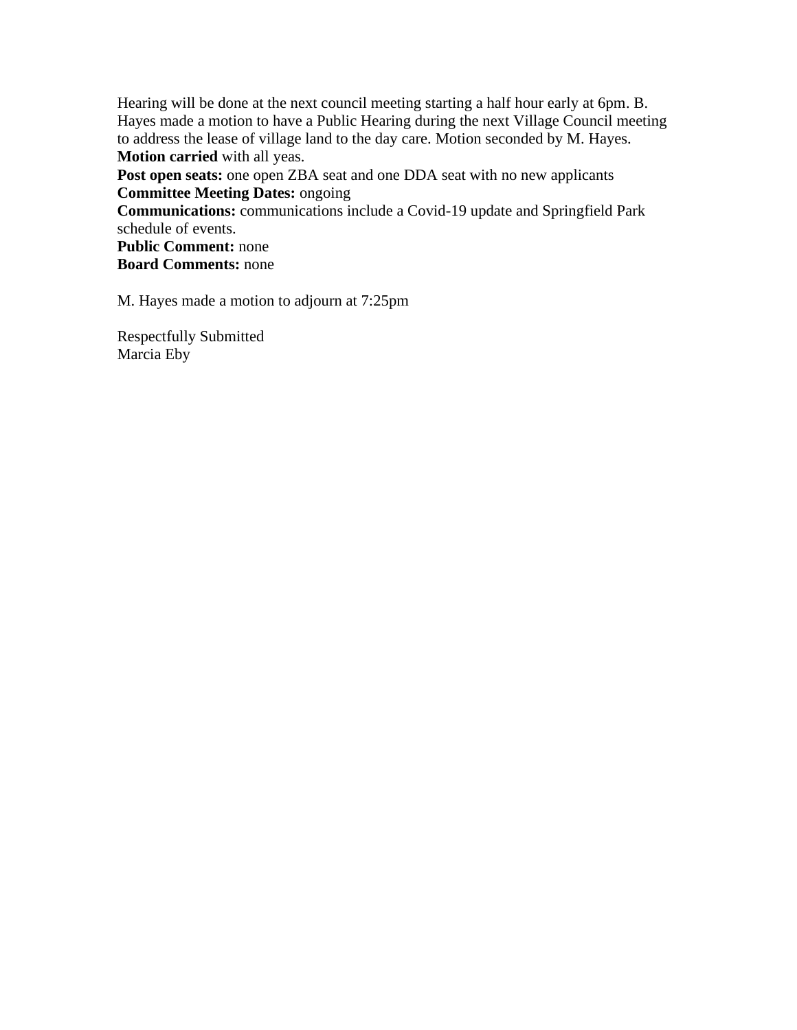Hearing will be done at the next council meeting starting a half hour early at 6pm. B. Hayes made a motion to have a Public Hearing during the next Village Council meeting to address the lease of village land to the day care. Motion seconded by M. Hayes.
**Motion carried** with all yeas.
**Post open seats:** one open ZBA seat and one DDA seat with no new applicants
**Committee Meeting Dates:** ongoing
**Communications:** communications include a Covid-19 update and Springfield Park schedule of events.
**Public Comment:** none
**Board Comments:** none

M. Hayes made a motion to adjourn at 7:25pm

Respectfully Submitted
Marcia Eby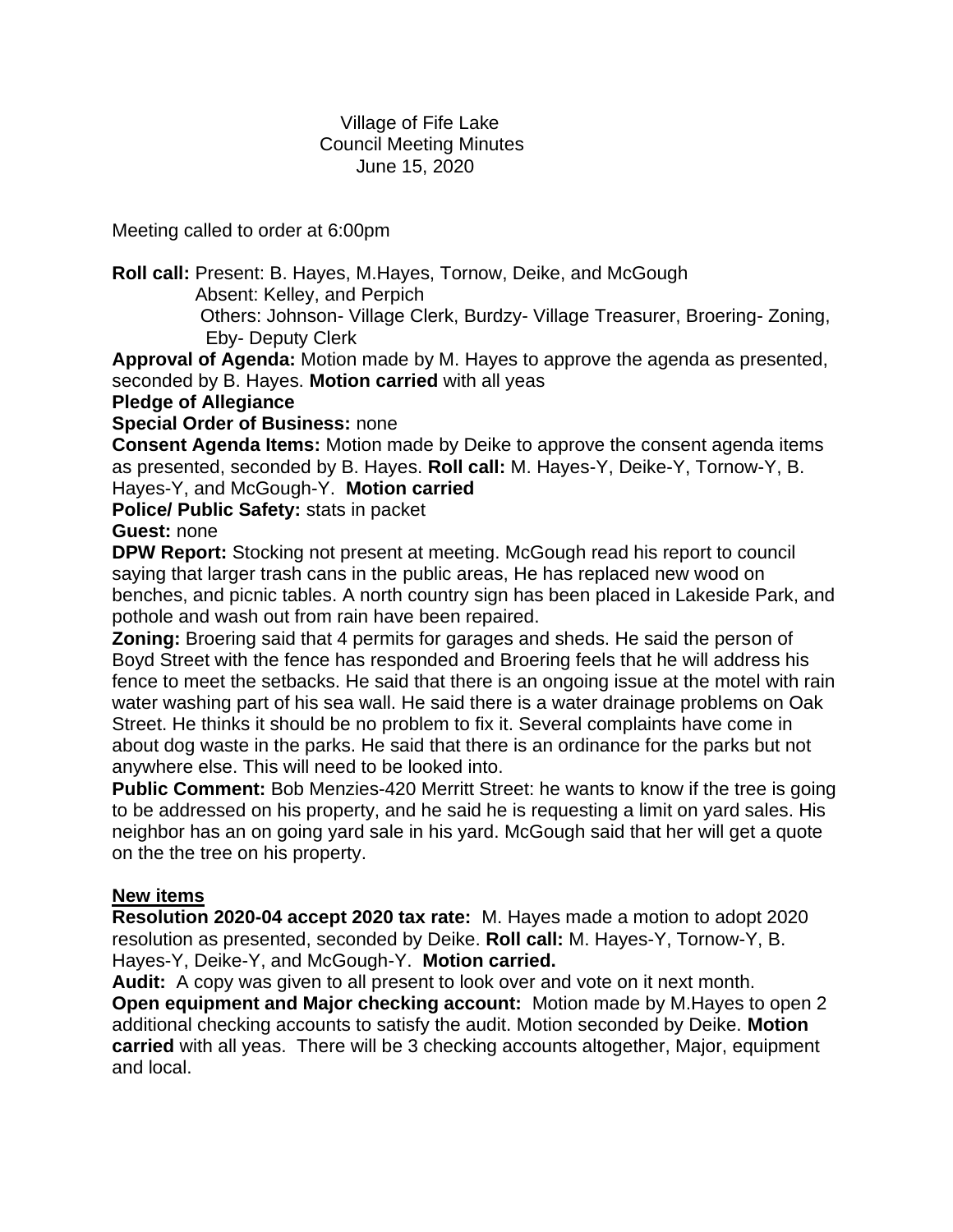Village of Fife Lake
Council Meeting Minutes
June 15, 2020

Meeting called to order at 6:00pm

**Roll call:** Present: B. Hayes, M.Hayes, Tornow, Deike, and McGough
Absent: Kelley, and Perpich
Others: Johnson- Village Clerk, Burdzy- Village Treasurer, Broering- Zoning, Eby- Deputy Clerk

**Approval of Agenda:** Motion made by M. Hayes to approve the agenda as presented, seconded by B. Hayes. **Motion carried** with all yeas

**Pledge of Allegiance**

**Special Order of Business:** none

**Consent Agenda Items:** Motion made by Deike to approve the consent agenda items as presented, seconded by B. Hayes. **Roll call:** M. Hayes-Y, Deike-Y, Tornow-Y, B. Hayes-Y, and McGough-Y. **Motion carried**

**Police/ Public Safety:** stats in packet

**Guest:** none

**DPW Report:** Stocking not present at meeting. McGough read his report to council saying that larger trash cans in the public areas, He has replaced new wood on benches, and picnic tables. A north country sign has been placed in Lakeside Park, and pothole and wash out from rain have been repaired.

**Zoning:** Broering said that 4 permits for garages and sheds. He said the person of Boyd Street with the fence has responded and Broering feels that he will address his fence to meet the setbacks. He said that there is an ongoing issue at the motel with rain water washing part of his sea wall. He said there is a water drainage problems on Oak Street. He thinks it should be no problem to fix it. Several complaints have come in about dog waste in the parks. He said that there is an ordinance for the parks but not anywhere else. This will need to be looked into.

**Public Comment:** Bob Menzies-420 Merritt Street: he wants to know if the tree is going to be addressed on his property, and he said he is requesting a limit on yard sales. His neighbor has an on going yard sale in his yard. McGough said that her will get a quote on the the tree on his property.

**New items**

**Resolution 2020-04 accept 2020 tax rate:** M. Hayes made a motion to adopt 2020 resolution as presented, seconded by Deike. **Roll call:** M. Hayes-Y, Tornow-Y, B. Hayes-Y, Deike-Y, and McGough-Y. **Motion carried.**

**Audit:** A copy was given to all present to look over and vote on it next month.

**Open equipment and Major checking account:** Motion made by M.Hayes to open 2 additional checking accounts to satisfy the audit. Motion seconded by Deike. **Motion carried** with all yeas. There will be 3 checking accounts altogether, Major, equipment and local.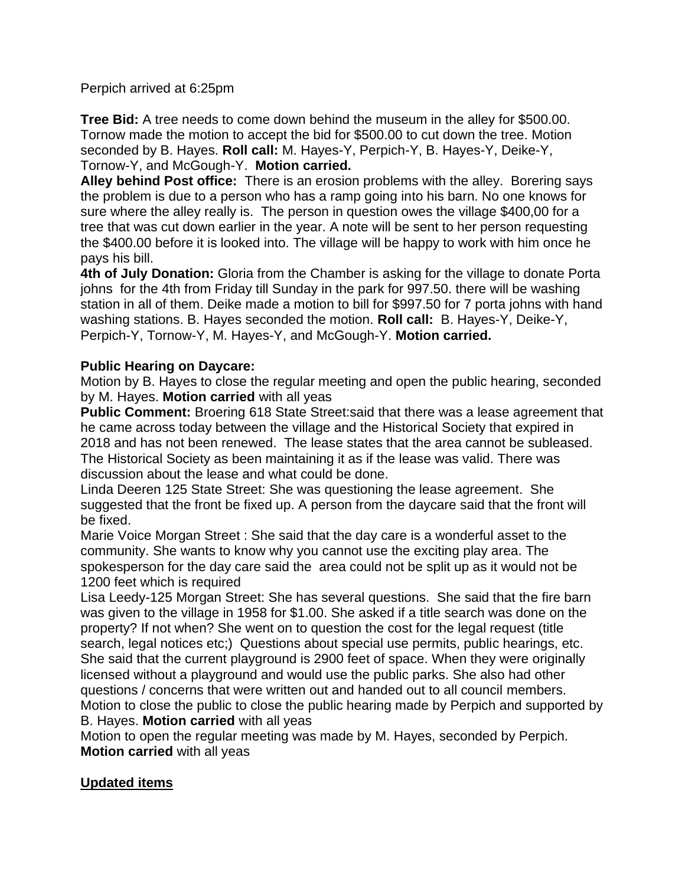Perpich arrived at 6:25pm

**Tree Bid:** A tree needs to come down behind the museum in the alley for $500.00. Tornow made the motion to accept the bid for $500.00 to cut down the tree. Motion seconded by B. Hayes. **Roll call:** M. Hayes-Y, Perpich-Y, B. Hayes-Y, Deike-Y, Tornow-Y, and McGough-Y. **Motion carried.**

**Alley behind Post office:** There is an erosion problems with the alley. Borering says the problem is due to a person who has a ramp going into his barn. No one knows for sure where the alley really is. The person in question owes the village $400,00 for a tree that was cut down earlier in the year. A note will be sent to her person requesting the $400.00 before it is looked into. The village will be happy to work with him once he pays his bill.

**4th of July Donation:** Gloria from the Chamber is asking for the village to donate Porta johns for the 4th from Friday till Sunday in the park for 997.50. there will be washing station in all of them. Deike made a motion to bill for $997.50 for 7 porta johns with hand washing stations. B. Hayes seconded the motion. **Roll call:** B. Hayes-Y, Deike-Y, Perpich-Y, Tornow-Y, M. Hayes-Y, and McGough-Y. **Motion carried.**

**Public Hearing on Daycare:**

Motion by B. Hayes to close the regular meeting and open the public hearing, seconded by M. Hayes. **Motion carried** with all yeas

**Public Comment:** Broering 618 State Street:said that there was a lease agreement that he came across today between the village and the Historical Society that expired in 2018 and has not been renewed. The lease states that the area cannot be subleased. The Historical Society as been maintaining it as if the lease was valid. There was discussion about the lease and what could be done.

Linda Deeren 125 State Street: She was questioning the lease agreement. She suggested that the front be fixed up. A person from the daycare said that the front will be fixed.

Marie Voice Morgan Street : She said that the day care is a wonderful asset to the community. She wants to know why you cannot use the exciting play area. The spokesperson for the day care said the area could not be split up as it would not be 1200 feet which is required

Lisa Leedy-125 Morgan Street: She has several questions. She said that the fire barn was given to the village in 1958 for $1.00. She asked if a title search was done on the property? If not when? She went on to question the cost for the legal request (title search, legal notices etc;) Questions about special use permits, public hearings, etc. She said that the current playground is 2900 feet of space. When they were originally licensed without a playground and would use the public parks. She also had other questions / concerns that were written out and handed out to all council members.

Motion to close the public to close the public hearing made by Perpich and supported by B. Hayes. **Motion carried** with all yeas

Motion to open the regular meeting was made by M. Hayes, seconded by Perpich. **Motion carried** with all yeas

**Updated items**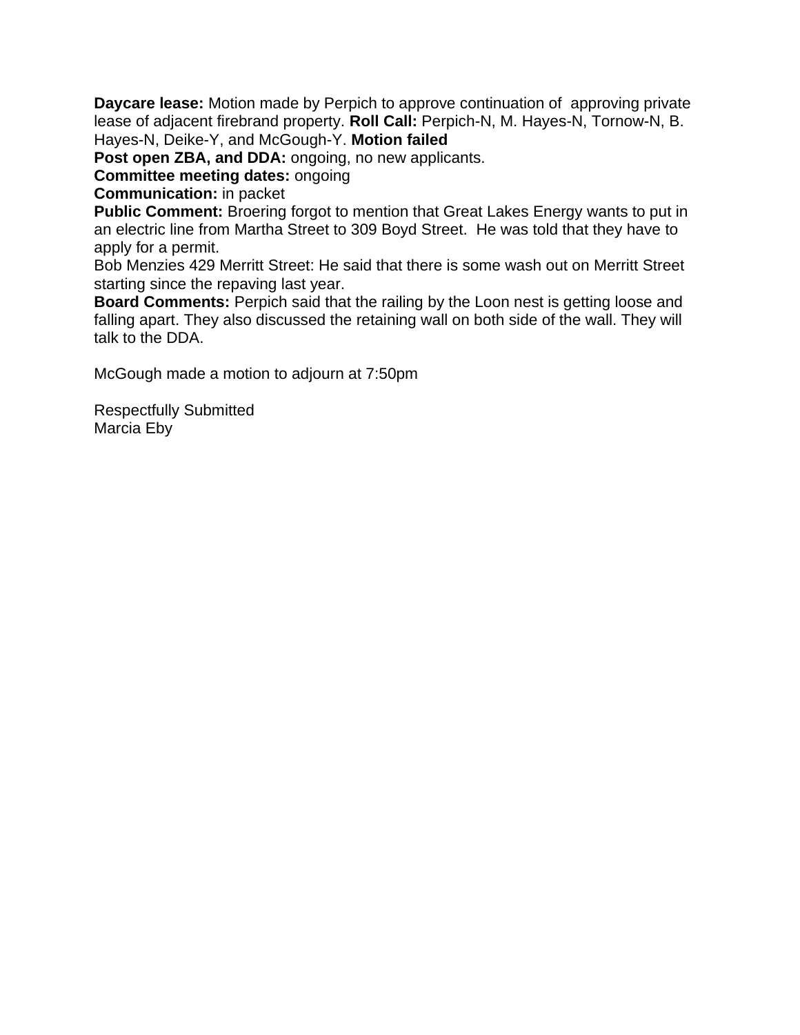**Daycare lease:** Motion made by Perpich to approve continuation of  approving private lease of adjacent firebrand property. **Roll Call:** Perpich-N, M. Hayes-N, Tornow-N, B. Hayes-N, Deike-Y, and McGough-Y. **Motion failed**

**Post open ZBA, and DDA:** ongoing, no new applicants.

**Committee meeting dates:** ongoing

**Communication:** in packet

**Public Comment:** Broering forgot to mention that Great Lakes Energy wants to put in an electric line from Martha Street to 309 Boyd Street.  He was told that they have to apply for a permit.

Bob Menzies 429 Merritt Street: He said that there is some wash out on Merritt Street starting since the repaving last year.

**Board Comments:** Perpich said that the railing by the Loon nest is getting loose and falling apart. They also discussed the retaining wall on both side of the wall. They will talk to the DDA.

McGough made a motion to adjourn at 7:50pm

Respectfully Submitted
Marcia Eby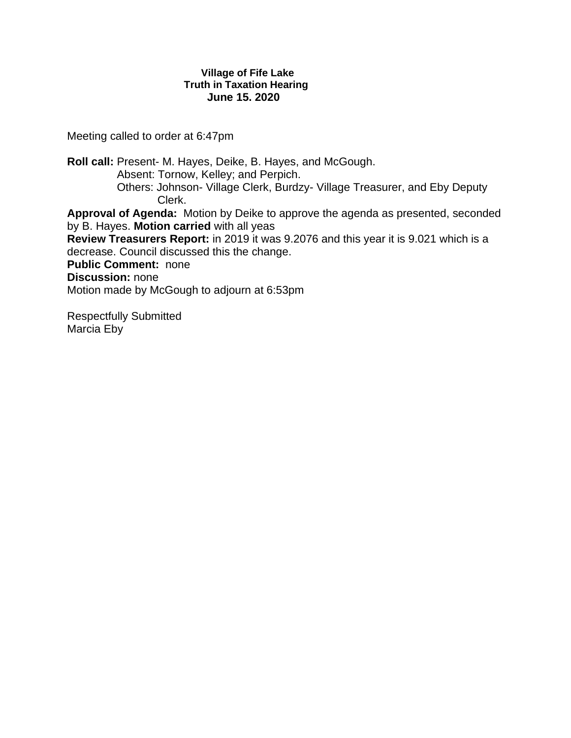**Village of Fife Lake**
**Truth in Taxation Hearing**
**June 15. 2020**

Meeting called to order at 6:47pm

**Roll call:** Present- M. Hayes, Deike, B. Hayes, and McGough.
Absent: Tornow, Kelley; and Perpich.
Others: Johnson- Village Clerk, Burdzy- Village Treasurer, and Eby Deputy Clerk.

**Approval of Agenda:** Motion by Deike to approve the agenda as presented, seconded by B. Hayes. **Motion carried** with all yeas

**Review Treasurers Report:** in 2019 it was 9.2076 and this year it is 9.021 which is a decrease. Council discussed this the change.

**Public Comment:** none

**Discussion:** none

Motion made by McGough to adjourn at 6:53pm

Respectfully Submitted
Marcia Eby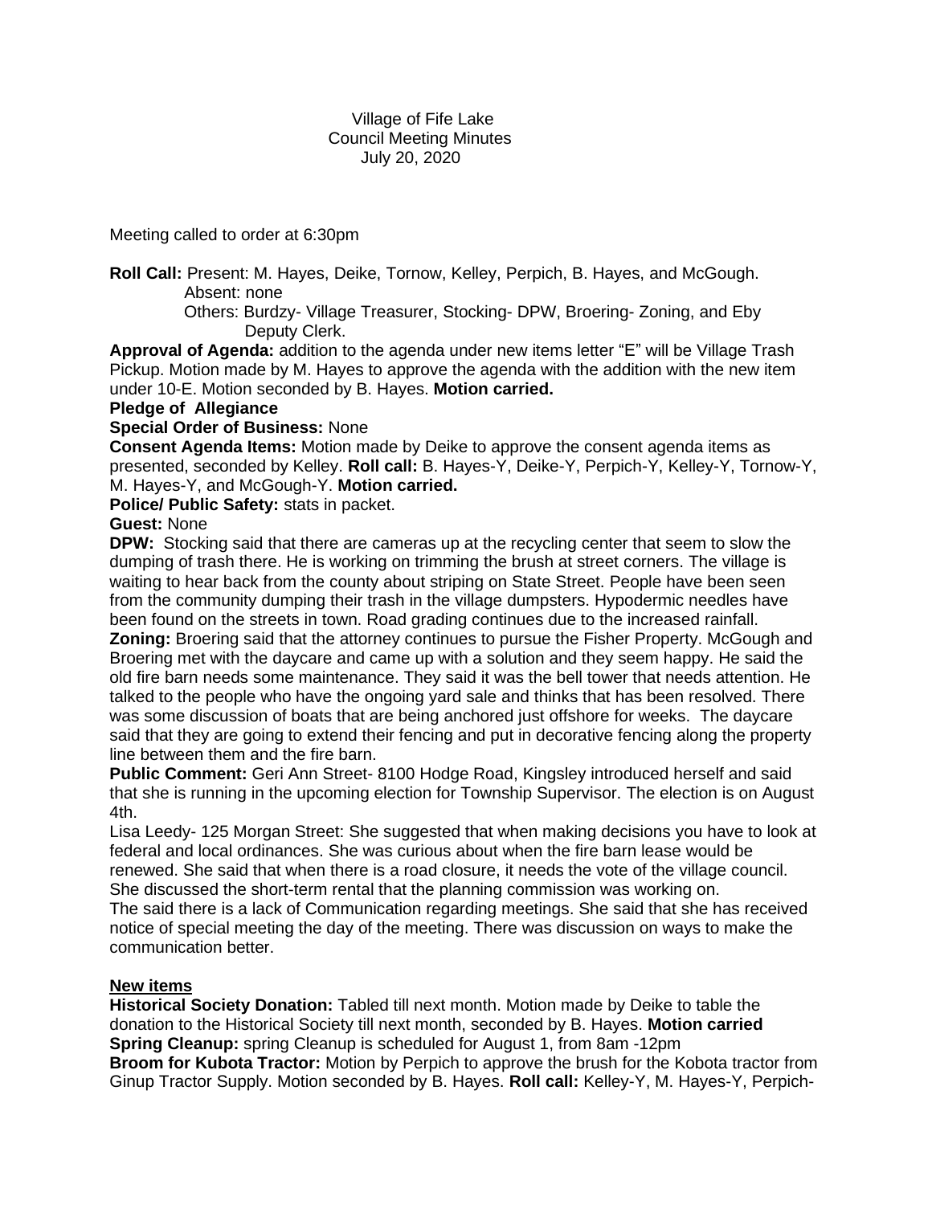Village of Fife Lake
Council Meeting Minutes
July 20, 2020

Meeting called to order at 6:30pm

**Roll Call:** Present: M. Hayes, Deike, Tornow, Kelley, Perpich, B. Hayes, and McGough.
Absent: none
Others: Burdzy- Village Treasurer, Stocking- DPW, Broering- Zoning, and Eby Deputy Clerk.

**Approval of Agenda:** addition to the agenda under new items letter "E" will be Village Trash Pickup. Motion made by M. Hayes to approve the agenda with the addition with the new item under 10-E. Motion seconded by B. Hayes. **Motion carried.**

**Pledge of Allegiance**

**Special Order of Business:** None

**Consent Agenda Items:** Motion made by Deike to approve the consent agenda items as presented, seconded by Kelley. **Roll call:** B. Hayes-Y, Deike-Y, Perpich-Y, Kelley-Y, Tornow-Y, M. Hayes-Y, and McGough-Y. **Motion carried.**

**Police/ Public Safety:** stats in packet.

**Guest:** None

**DPW:** Stocking said that there are cameras up at the recycling center that seem to slow the dumping of trash there. He is working on trimming the brush at street corners. The village is waiting to hear back from the county about striping on State Street. People have been seen from the community dumping their trash in the village dumpsters. Hypodermic needles have been found on the streets in town. Road grading continues due to the increased rainfall.

**Zoning:** Broering said that the attorney continues to pursue the Fisher Property. McGough and Broering met with the daycare and came up with a solution and they seem happy. He said the old fire barn needs some maintenance. They said it was the bell tower that needs attention. He talked to the people who have the ongoing yard sale and thinks that has been resolved. There was some discussion of boats that are being anchored just offshore for weeks. The daycare said that they are going to extend their fencing and put in decorative fencing along the property line between them and the fire barn.

**Public Comment:** Geri Ann Street- 8100 Hodge Road, Kingsley introduced herself and said that she is running in the upcoming election for Township Supervisor. The election is on August 4th.

Lisa Leedy- 125 Morgan Street: She suggested that when making decisions you have to look at federal and local ordinances. She was curious about when the fire barn lease would be renewed. She said that when there is a road closure, it needs the vote of the village council. She discussed the short-term rental that the planning commission was working on.

The said there is a lack of Communication regarding meetings. She said that she has received notice of special meeting the day of the meeting. There was discussion on ways to make the communication better.

**New items**

**Historical Society Donation:** Tabled till next month. Motion made by Deike to table the donation to the Historical Society till next month, seconded by B. Hayes. **Motion carried**

**Spring Cleanup:** spring Cleanup is scheduled for August 1, from 8am -12pm

**Broom for Kubota Tractor:** Motion by Perpich to approve the brush for the Kobota tractor from Ginup Tractor Supply. Motion seconded by B. Hayes. **Roll call:** Kelley-Y, M. Hayes-Y, Perpich-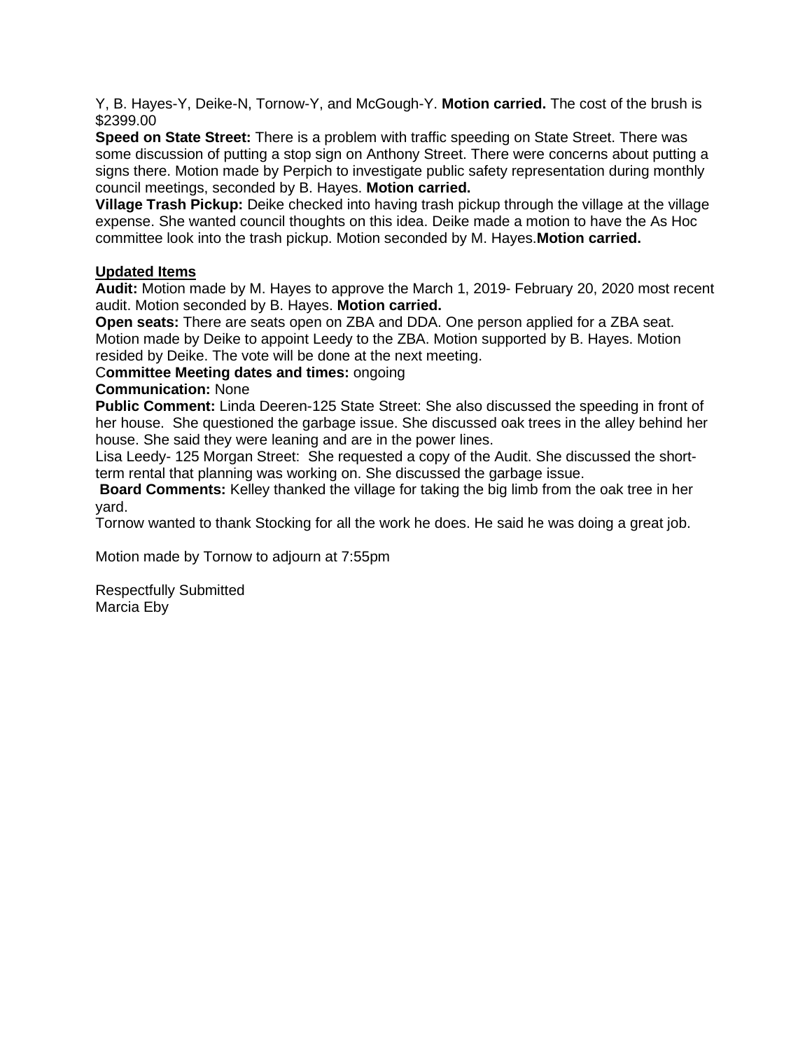Y, B. Hayes-Y, Deike-N, Tornow-Y, and McGough-Y. **Motion carried.** The cost of the brush is $2399.00

**Speed on State Street:** There is a problem with traffic speeding on State Street. There was some discussion of putting a stop sign on Anthony Street. There were concerns about putting a signs there. Motion made by Perpich to investigate public safety representation during monthly council meetings, seconded by B. Hayes. **Motion carried.**

**Village Trash Pickup:** Deike checked into having trash pickup through the village at the village expense. She wanted council thoughts on this idea. Deike made a motion to have the As Hoc committee look into the trash pickup. Motion seconded by M. Hayes.**Motion carried.**

**Updated Items**

**Audit:** Motion made by M. Hayes to approve the March 1, 2019- February 20, 2020 most recent audit. Motion seconded by B. Hayes. **Motion carried.**

**Open seats:** There are seats open on ZBA and DDA. One person applied for a ZBA seat. Motion made by Deike to appoint Leedy to the ZBA. Motion supported by B. Hayes. Motion resided by Deike. The vote will be done at the next meeting.

C**ommittee Meeting dates and times:** ongoing

**Communication:** None

**Public Comment:** Linda Deeren-125 State Street: She also discussed the speeding in front of her house. She questioned the garbage issue. She discussed oak trees in the alley behind her house. She said they were leaning and are in the power lines.

Lisa Leedy- 125 Morgan Street: She requested a copy of the Audit. She discussed the short-term rental that planning was working on. She discussed the garbage issue.

**Board Comments:** Kelley thanked the village for taking the big limb from the oak tree in her yard.

Tornow wanted to thank Stocking for all the work he does. He said he was doing a great job.

Motion made by Tornow to adjourn at 7:55pm

Respectfully Submitted
Marcia Eby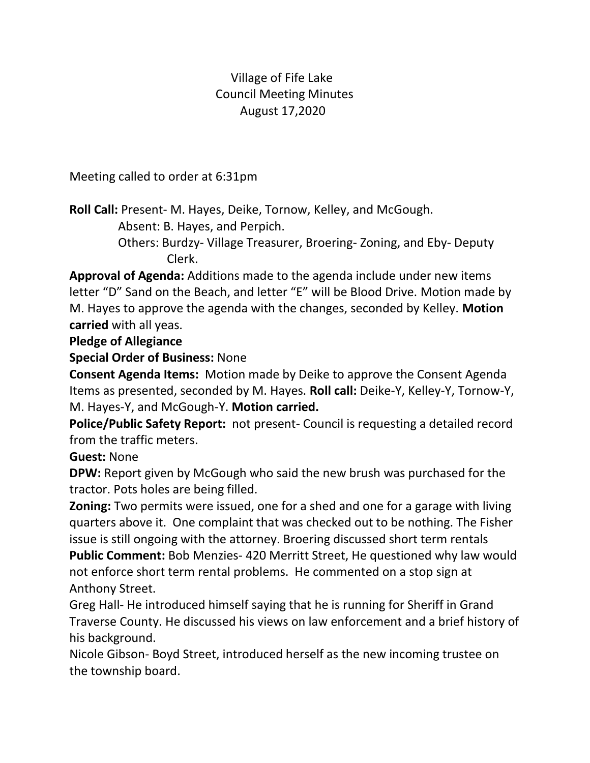Village of Fife Lake
Council Meeting Minutes
August 17,2020

Meeting called to order at 6:31pm

**Roll Call:** Present- M. Hayes, Deike, Tornow, Kelley, and McGough.
Absent: B. Hayes, and Perpich.
Others: Burdzy- Village Treasurer, Broering- Zoning, and Eby- Deputy Clerk.

**Approval of Agenda:** Additions made to the agenda include under new items letter "D" Sand on the Beach, and letter "E" will be Blood Drive. Motion made by M. Hayes to approve the agenda with the changes, seconded by Kelley. **Motion carried** with all yeas.

**Pledge of Allegiance**

**Special Order of Business:** None

**Consent Agenda Items:** Motion made by Deike to approve the Consent Agenda Items as presented, seconded by M. Hayes. **Roll call:** Deike-Y, Kelley-Y, Tornow-Y, M. Hayes-Y, and McGough-Y. **Motion carried.**

**Police/Public Safety Report:** not present- Council is requesting a detailed record from the traffic meters.

**Guest:** None

**DPW:** Report given by McGough who said the new brush was purchased for the tractor. Pots holes are being filled.

**Zoning:** Two permits were issued, one for a shed and one for a garage with living quarters above it. One complaint that was checked out to be nothing. The Fisher issue is still ongoing with the attorney. Broering discussed short term rentals

**Public Comment:** Bob Menzies- 420 Merritt Street, He questioned why law would not enforce short term rental problems. He commented on a stop sign at Anthony Street.

Greg Hall- He introduced himself saying that he is running for Sheriff in Grand Traverse County. He discussed his views on law enforcement and a brief history of his background.

Nicole Gibson- Boyd Street, introduced herself as the new incoming trustee on the township board.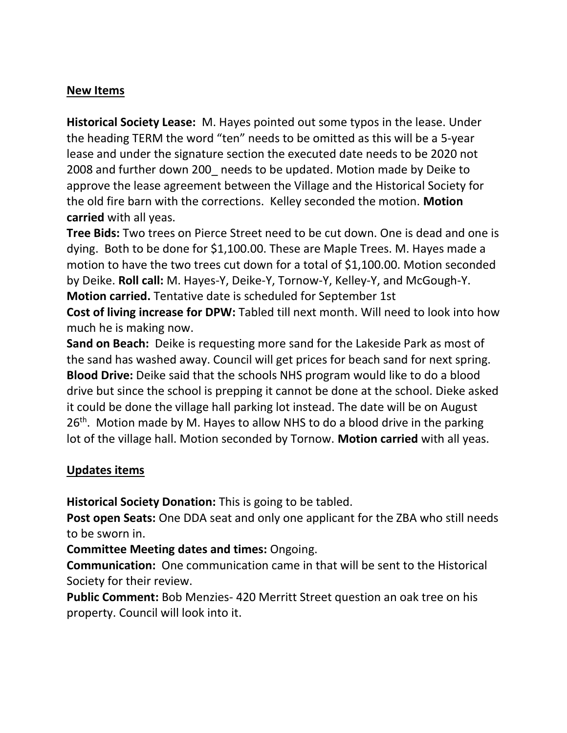**New Items**

**Historical Society Lease:** M. Hayes pointed out some typos in the lease. Under the heading TERM the word "ten" needs to be omitted as this will be a 5-year lease and under the signature section the executed date needs to be 2020 not 2008 and further down 200_ needs to be updated. Motion made by Deike to approve the lease agreement between the Village and the Historical Society for the old fire barn with the corrections. Kelley seconded the motion. **Motion carried** with all yeas.

**Tree Bids:** Two trees on Pierce Street need to be cut down. One is dead and one is dying. Both to be done for $1,100.00. These are Maple Trees. M. Hayes made a motion to have the two trees cut down for a total of $1,100.00. Motion seconded by Deike. **Roll call:** M. Hayes-Y, Deike-Y, Tornow-Y, Kelley-Y, and McGough-Y. **Motion carried.** Tentative date is scheduled for September 1st

**Cost of living increase for DPW:** Tabled till next month. Will need to look into how much he is making now.

**Sand on Beach:** Deike is requesting more sand for the Lakeside Park as most of the sand has washed away. Council will get prices for beach sand for next spring.

**Blood Drive:** Deike said that the schools NHS program would like to do a blood drive but since the school is prepping it cannot be done at the school. Dieke asked it could be done the village hall parking lot instead. The date will be on August 26th. Motion made by M. Hayes to allow NHS to do a blood drive in the parking lot of the village hall. Motion seconded by Tornow. **Motion carried** with all yeas.

**Updates items**

**Historical Society Donation:** This is going to be tabled.

**Post open Seats:** One DDA seat and only one applicant for the ZBA who still needs to be sworn in.

**Committee Meeting dates and times:** Ongoing.

**Communication:** One communication came in that will be sent to the Historical Society for their review.

**Public Comment:** Bob Menzies- 420 Merritt Street question an oak tree on his property. Council will look into it.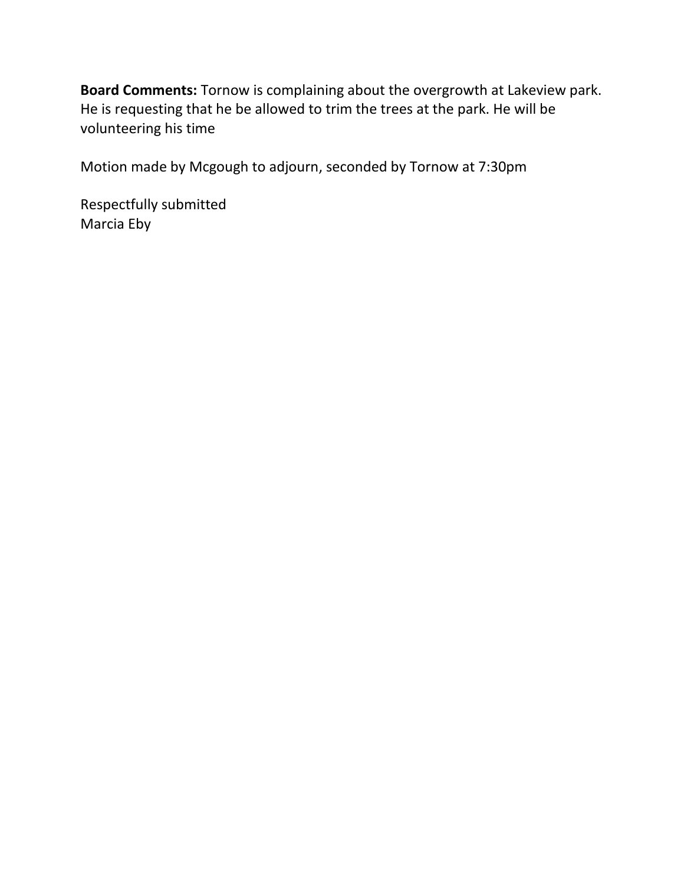**Board Comments:** Tornow is complaining about the overgrowth at Lakeview park. He is requesting that he be allowed to trim the trees at the park. He will be volunteering his time

Motion made by Mcgough to adjourn, seconded by Tornow at 7:30pm

Respectfully submitted
Marcia Eby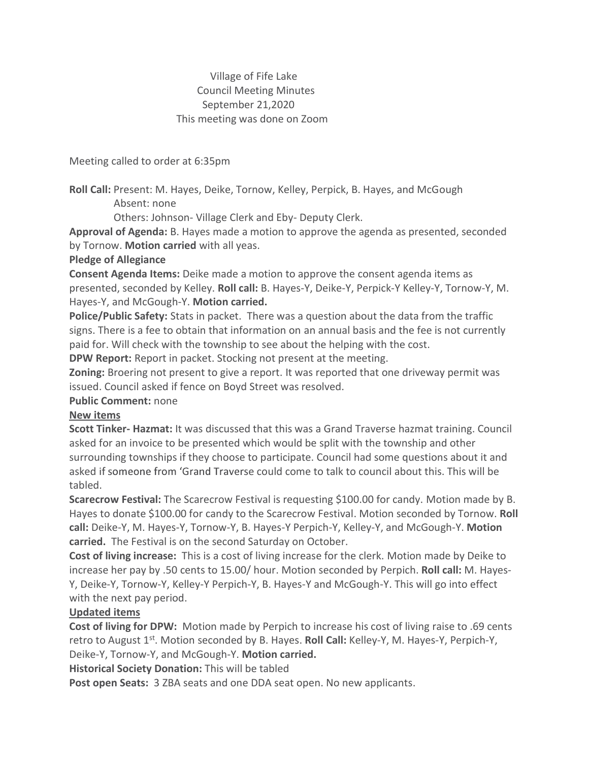Village of Fife Lake
Council Meeting Minutes
September 21,2020
This meeting was done on Zoom

Meeting called to order at 6:35pm

**Roll Call:** Present: M. Hayes, Deike, Tornow, Kelley, Perpick, B. Hayes, and McGough
Absent: none
Others: Johnson- Village Clerk and Eby- Deputy Clerk.

**Approval of Agenda:** B. Hayes made a motion to approve the agenda as presented, seconded by Tornow. **Motion carried** with all yeas.

**Pledge of Allegiance**

**Consent Agenda Items:** Deike made a motion to approve the consent agenda items as presented, seconded by Kelley. **Roll call:** B. Hayes-Y, Deike-Y, Perpick-Y Kelley-Y, Tornow-Y, M. Hayes-Y, and McGough-Y. **Motion carried.**

**Police/Public Safety:** Stats in packet. There was a question about the data from the traffic signs. There is a fee to obtain that information on an annual basis and the fee is not currently paid for. Will check with the township to see about the helping with the cost.

**DPW Report:** Report in packet. Stocking not present at the meeting.

**Zoning:** Broering not present to give a report. It was reported that one driveway permit was issued. Council asked if fence on Boyd Street was resolved.

**Public Comment:** none

**New items**

**Scott Tinker- Hazmat:** It was discussed that this was a Grand Traverse hazmat training. Council asked for an invoice to be presented which would be split with the township and other surrounding townships if they choose to participate. Council had some questions about it and asked if someone from 'Grand Traverse could come to talk to council about this. This will be tabled.

**Scarecrow Festival:** The Scarecrow Festival is requesting $100.00 for candy. Motion made by B. Hayes to donate $100.00 for candy to the Scarecrow Festival. Motion seconded by Tornow. **Roll call:** Deike-Y, M. Hayes-Y, Tornow-Y, B. Hayes-Y Perpich-Y, Kelley-Y, and McGough-Y. **Motion carried.** The Festival is on the second Saturday on October.

**Cost of living increase:** This is a cost of living increase for the clerk. Motion made by Deike to increase her pay by .50 cents to 15.00/ hour. Motion seconded by Perpich. **Roll call:** M. Hayes-Y, Deike-Y, Tornow-Y, Kelley-Y Perpich-Y, B. Hayes-Y and McGough-Y. This will go into effect with the next pay period.

**Updated items**

**Cost of living for DPW:** Motion made by Perpich to increase his cost of living raise to .69 cents retro to August 1st. Motion seconded by B. Hayes. **Roll Call:** Kelley-Y, M. Hayes-Y, Perpich-Y, Deike-Y, Tornow-Y, and McGough-Y. **Motion carried.**

**Historical Society Donation:** This will be tabled

**Post open Seats:** 3 ZBA seats and one DDA seat open. No new applicants.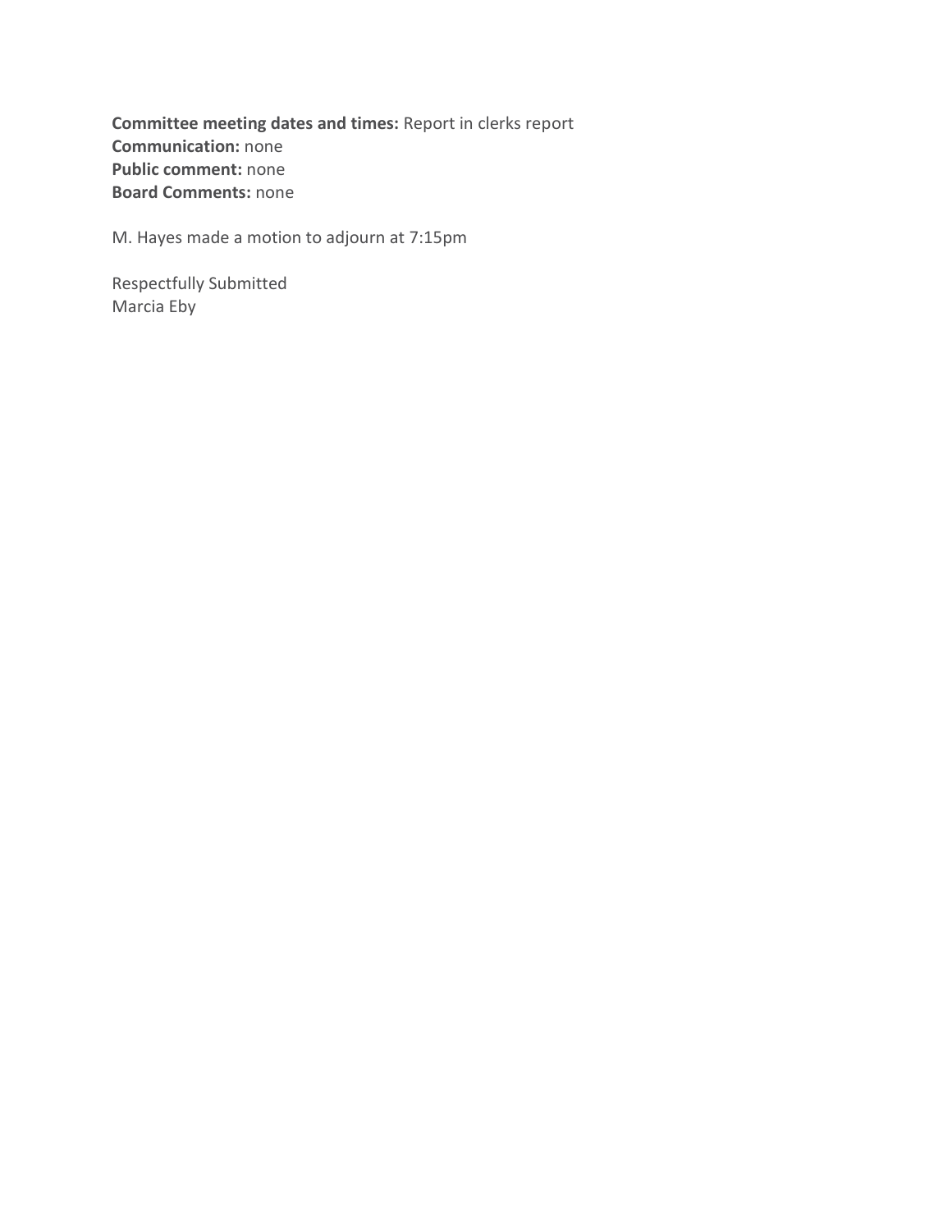**Committee meeting dates and times:** Report in clerks report
**Communication:** none
**Public comment:** none
**Board Comments:** none

M. Hayes made a motion to adjourn at 7:15pm

Respectfully Submitted
Marcia Eby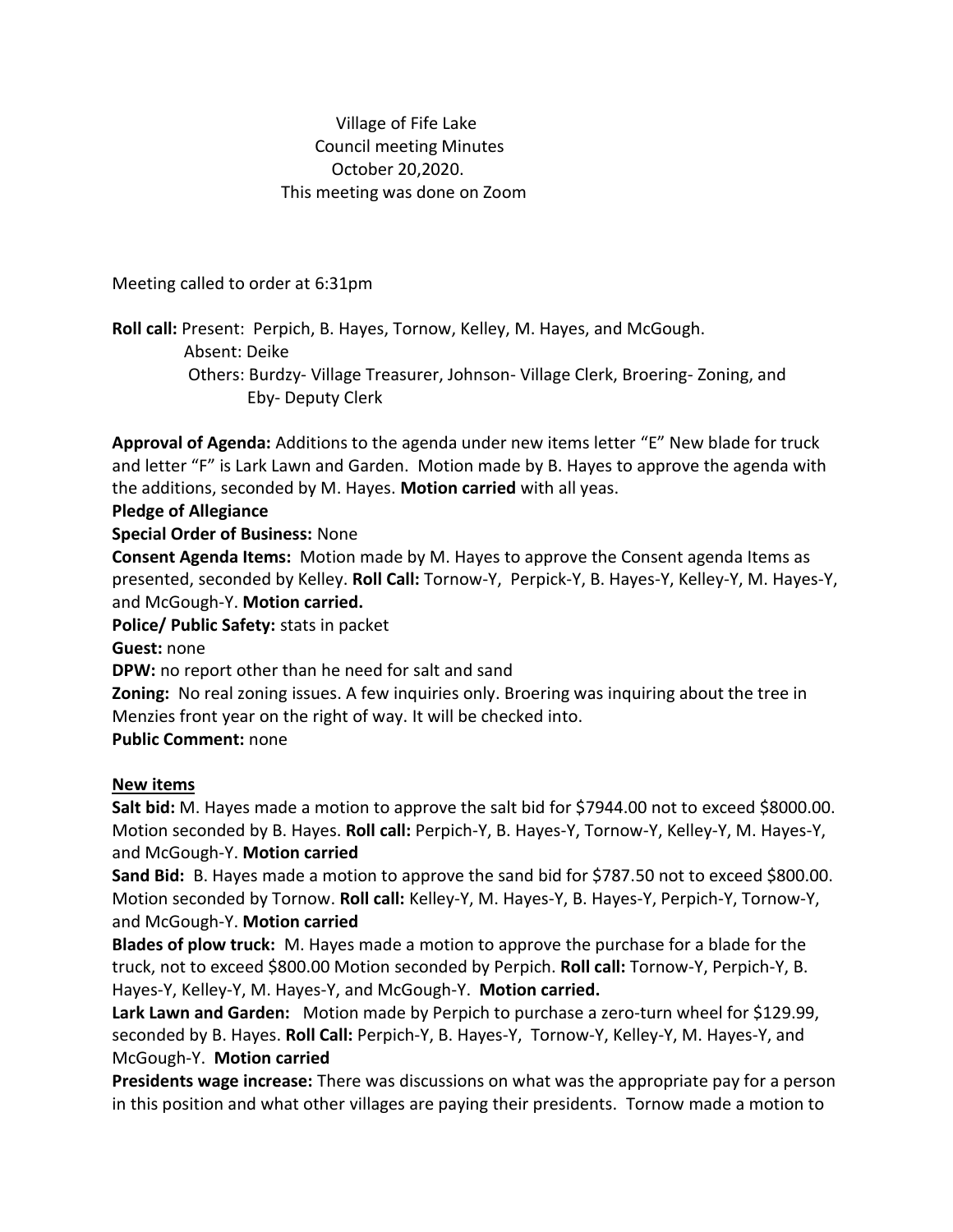Village of Fife Lake
Council meeting Minutes
October 20,2020.
This meeting was done on Zoom

Meeting called to order at 6:31pm

**Roll call:** Present: Perpich, B. Hayes, Tornow, Kelley, M. Hayes, and McGough.
Absent: Deike
Others: Burdzy- Village Treasurer, Johnson- Village Clerk, Broering- Zoning, and Eby- Deputy Clerk

**Approval of Agenda:** Additions to the agenda under new items letter "E" New blade for truck and letter "F" is Lark Lawn and Garden. Motion made by B. Hayes to approve the agenda with the additions, seconded by M. Hayes. **Motion carried** with all yeas.

**Pledge of Allegiance**

**Special Order of Business:** None

**Consent Agenda Items:** Motion made by M. Hayes to approve the Consent agenda Items as presented, seconded by Kelley. **Roll Call:** Tornow-Y, Perpick-Y, B. Hayes-Y, Kelley-Y, M. Hayes-Y, and McGough-Y. **Motion carried.**

**Police/ Public Safety:** stats in packet

**Guest:** none

**DPW:** no report other than he need for salt and sand

**Zoning:** No real zoning issues. A few inquiries only. Broering was inquiring about the tree in Menzies front year on the right of way. It will be checked into.

**Public Comment:** none

**New items**

**Salt bid:** M. Hayes made a motion to approve the salt bid for $7944.00 not to exceed $8000.00. Motion seconded by B. Hayes. **Roll call:** Perpich-Y, B. Hayes-Y, Tornow-Y, Kelley-Y, M. Hayes-Y, and McGough-Y. **Motion carried**

**Sand Bid:** B. Hayes made a motion to approve the sand bid for $787.50 not to exceed $800.00. Motion seconded by Tornow. **Roll call:** Kelley-Y, M. Hayes-Y, B. Hayes-Y, Perpich-Y, Tornow-Y, and McGough-Y. **Motion carried**

**Blades of plow truck:** M. Hayes made a motion to approve the purchase for a blade for the truck, not to exceed $800.00 Motion seconded by Perpich. **Roll call:** Tornow-Y, Perpich-Y, B. Hayes-Y, Kelley-Y, M. Hayes-Y, and McGough-Y. **Motion carried.**

**Lark Lawn and Garden:** Motion made by Perpich to purchase a zero-turn wheel for $129.99, seconded by B. Hayes. **Roll Call:** Perpich-Y, B. Hayes-Y, Tornow-Y, Kelley-Y, M. Hayes-Y, and McGough-Y. **Motion carried**

**Presidents wage increase:** There was discussions on what was the appropriate pay for a person in this position and what other villages are paying their presidents. Tornow made a motion to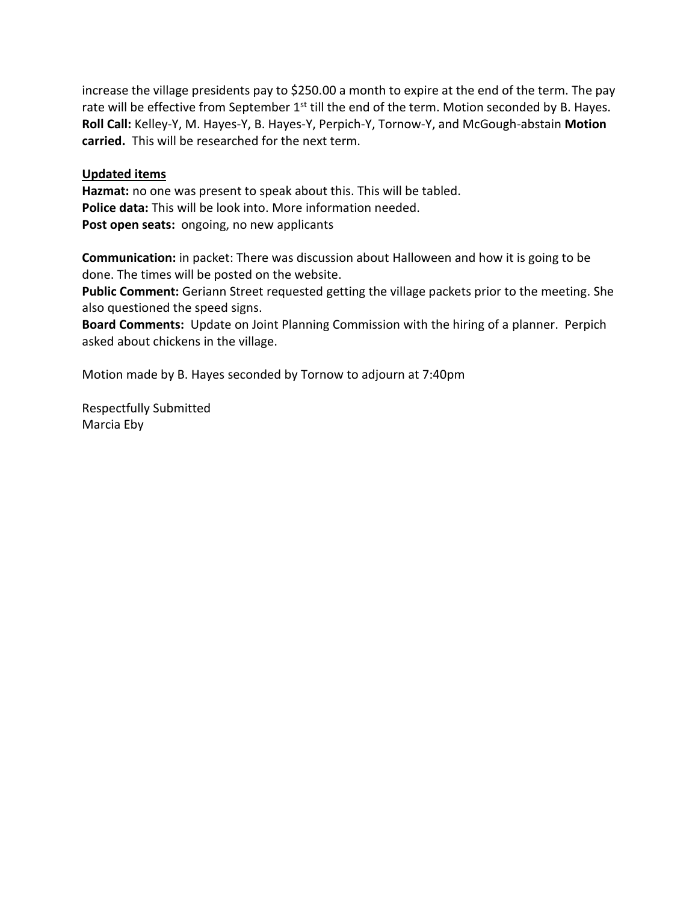increase the village presidents pay to $250.00 a month to expire at the end of the term. The pay rate will be effective from September 1st till the end of the term. Motion seconded by B. Hayes. **Roll Call:** Kelley-Y, M. Hayes-Y, B. Hayes-Y, Perpich-Y, Tornow-Y, and McGough-abstain **Motion carried.** This will be researched for the next term.

**Updated items**

**Hazmat:** no one was present to speak about this. This will be tabled.
**Police data:** This will be look into. More information needed.
**Post open seats:** ongoing, no new applicants

**Communication:** in packet: There was discussion about Halloween and how it is going to be done. The times will be posted on the website.
**Public Comment:** Geriann Street requested getting the village packets prior to the meeting. She also questioned the speed signs.
**Board Comments:** Update on Joint Planning Commission with the hiring of a planner. Perpich asked about chickens in the village.

Motion made by B. Hayes seconded by Tornow to adjourn at 7:40pm

Respectfully Submitted
Marcia Eby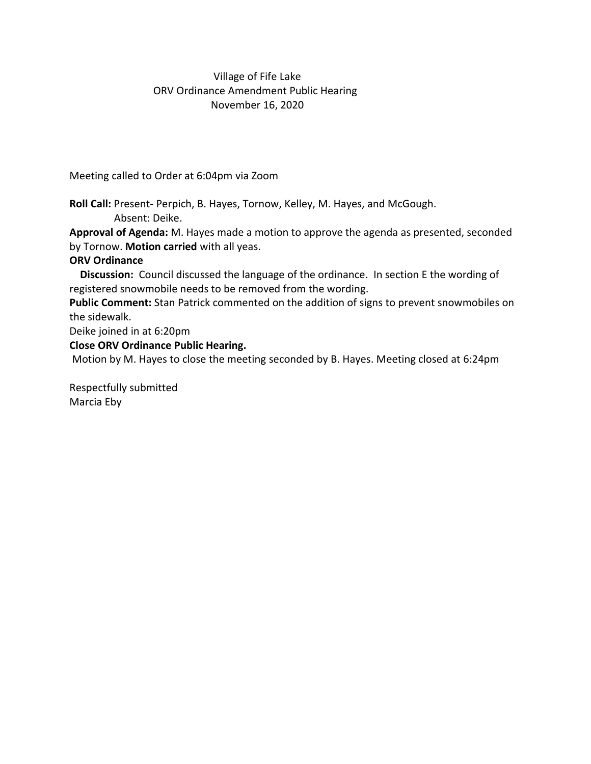Village of Fife Lake
ORV Ordinance Amendment Public Hearing
November 16, 2020

Meeting called to Order at 6:04pm via Zoom

**Roll Call:** Present- Perpich, B. Hayes, Tornow, Kelley, M. Hayes, and McGough.
Absent: Deike.

**Approval of Agenda:** M. Hayes made a motion to approve the agenda as presented, seconded by Tornow. **Motion carried** with all yeas.

**ORV Ordinance**

**Discussion:** Council discussed the language of the ordinance. In section E the wording of registered snowmobile needs to be removed from the wording.

**Public Comment:** Stan Patrick commented on the addition of signs to prevent snowmobiles on the sidewalk.

Deike joined in at 6:20pm

**Close ORV Ordinance Public Hearing.**

Motion by M. Hayes to close the meeting seconded by B. Hayes. Meeting closed at 6:24pm

Respectfully submitted
Marcia Eby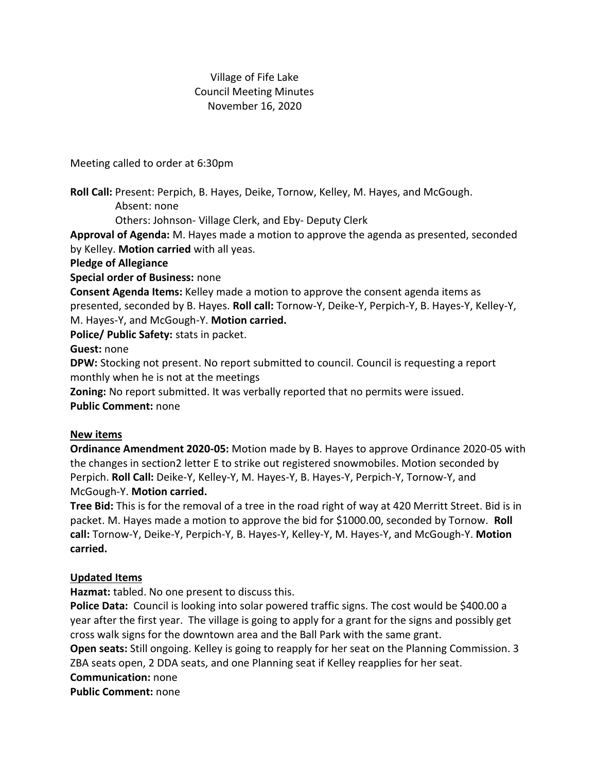Village of Fife Lake
Council Meeting Minutes
November 16, 2020

Meeting called to order at 6:30pm

**Roll Call:** Present: Perpich, B. Hayes, Deike, Tornow, Kelley, M. Hayes, and McGough.
Absent: none
Others: Johnson- Village Clerk, and Eby- Deputy Clerk

**Approval of Agenda:** M. Hayes made a motion to approve the agenda as presented, seconded by Kelley. **Motion carried** with all yeas.

**Pledge of Allegiance**

**Special order of Business:** none

**Consent Agenda Items:** Kelley made a motion to approve the consent agenda items as presented, seconded by B. Hayes. **Roll call:** Tornow-Y, Deike-Y, Perpich-Y, B. Hayes-Y, Kelley-Y, M. Hayes-Y, and McGough-Y. **Motion carried.**

**Police/ Public Safety:** stats in packet.

**Guest:** none

**DPW:** Stocking not present. No report submitted to council. Council is requesting a report monthly when he is not at the meetings

**Zoning:** No report submitted. It was verbally reported that no permits were issued.

**Public Comment:** none

**New items**

**Ordinance Amendment 2020-05:** Motion made by B. Hayes to approve Ordinance 2020-05 with the changes in section2 letter E to strike out registered snowmobiles. Motion seconded by Perpich. **Roll Call:** Deike-Y, Kelley-Y, M. Hayes-Y, B. Hayes-Y, Perpich-Y, Tornow-Y, and McGough-Y. **Motion carried.**

**Tree Bid:** This is for the removal of a tree in the road right of way at 420 Merritt Street. Bid is in packet. M. Hayes made a motion to approve the bid for $1000.00, seconded by Tornow. **Roll call:** Tornow-Y, Deike-Y, Perpich-Y, B. Hayes-Y, Kelley-Y, M. Hayes-Y, and McGough-Y. **Motion carried.**

**Updated Items**

**Hazmat:** tabled. No one present to discuss this.

**Police Data:** Council is looking into solar powered traffic signs. The cost would be $400.00 a year after the first year. The village is going to apply for a grant for the signs and possibly get cross walk signs for the downtown area and the Ball Park with the same grant.

**Open seats:** Still ongoing. Kelley is going to reapply for her seat on the Planning Commission. 3 ZBA seats open, 2 DDA seats, and one Planning seat if Kelley reapplies for her seat.

**Communication:** none

**Public Comment:** none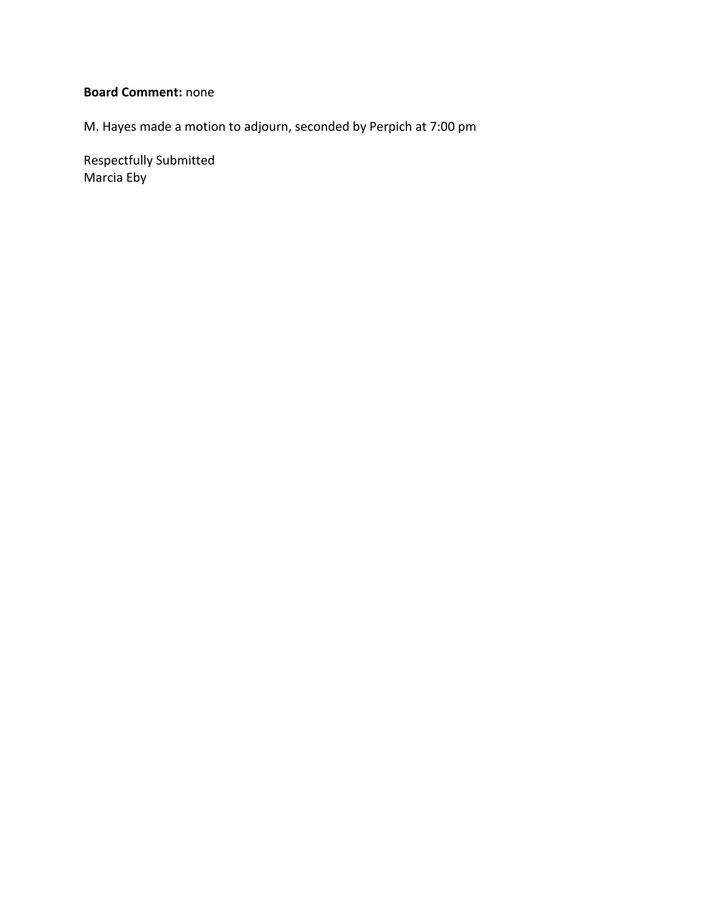**Board Comment:** none

M. Hayes made a motion to adjourn, seconded by Perpich at 7:00 pm

Respectfully Submitted
Marcia Eby